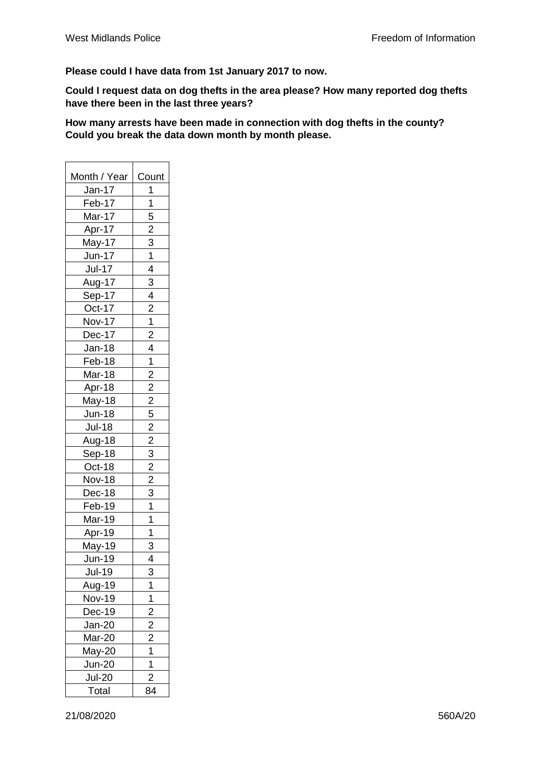**Please could I have data from 1st January 2017 to now.**

**Could I request data on dog thefts in the area please? How many reported dog thefts have there been in the last three years?**

**How many arrests have been made in connection with dog thefts in the county? Could you break the data down month by month please.**

| Month / Year | Count |
|---|---|
| Jan-17 | 1 |
| Feb-17 | 1 |
| Mar-17 | 5 |
| Apr-17 | 2 |
| May-17 | 3 |
| Jun-17 | 1 |
| Jul-17 | 4 |
| Aug-17 | 3 |
| Sep-17 | 4 |
| Oct-17 | 2 |
| Nov-17 | 1 |
| Dec-17 | 2 |
| Jan-18 | 4 |
| Feb-18 | 1 |
| Mar-18 | 2 |
| Apr-18 | 2 |
| May-18 | 2 |
| Jun-18 | 5 |
| Jul-18 | 2 |
| Aug-18 | 2 |
| Sep-18 | 3 |
| Oct-18 | 2 |
| Nov-18 | 2 |
| Dec-18 | 3 |
| Feb-19 | 1 |
| Mar-19 | 1 |
| Apr-19 | 1 |
| May-19 | 3 |
| Jun-19 | 4 |
| Jul-19 | 3 |
| Aug-19 | 1 |
| Nov-19 | 1 |
| Dec-19 | 2 |
| Jan-20 | 2 |
| Mar-20 | 2 |
| May-20 | 1 |
| Jun-20 | 1 |
| Jul-20 | 2 |
| Total | 84 |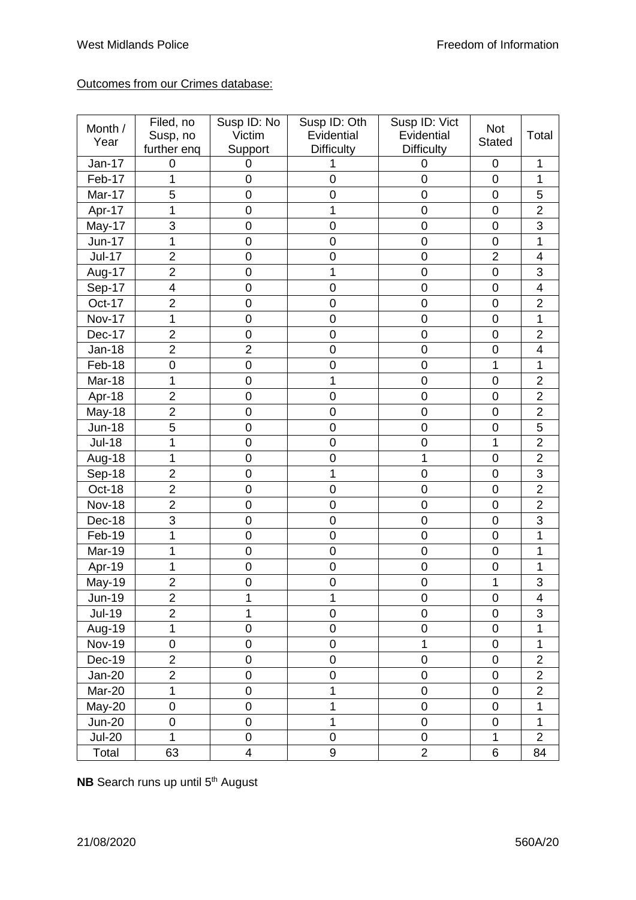Outcomes from our Crimes database:

| Month / Year | Filed, no Susp, no further enq | Susp ID: No Victim Support | Susp ID: Oth Evidential Difficulty | Susp ID: Vict Evidential Difficulty | Not Stated | Total |
|---|---|---|---|---|---|---|
| Jan-17 | 0 | 0 | 1 | 0 | 0 | 1 |
| Feb-17 | 1 | 0 | 0 | 0 | 0 | 1 |
| Mar-17 | 5 | 0 | 0 | 0 | 0 | 5 |
| Apr-17 | 1 | 0 | 1 | 0 | 0 | 2 |
| May-17 | 3 | 0 | 0 | 0 | 0 | 3 |
| Jun-17 | 1 | 0 | 0 | 0 | 0 | 1 |
| Jul-17 | 2 | 0 | 0 | 0 | 2 | 4 |
| Aug-17 | 2 | 0 | 1 | 0 | 0 | 3 |
| Sep-17 | 4 | 0 | 0 | 0 | 0 | 4 |
| Oct-17 | 2 | 0 | 0 | 0 | 0 | 2 |
| Nov-17 | 1 | 0 | 0 | 0 | 0 | 1 |
| Dec-17 | 2 | 0 | 0 | 0 | 0 | 2 |
| Jan-18 | 2 | 2 | 0 | 0 | 0 | 4 |
| Feb-18 | 0 | 0 | 0 | 0 | 1 | 1 |
| Mar-18 | 1 | 0 | 1 | 0 | 0 | 2 |
| Apr-18 | 2 | 0 | 0 | 0 | 0 | 2 |
| May-18 | 2 | 0 | 0 | 0 | 0 | 2 |
| Jun-18 | 5 | 0 | 0 | 0 | 0 | 5 |
| Jul-18 | 1 | 0 | 0 | 0 | 1 | 2 |
| Aug-18 | 1 | 0 | 0 | 1 | 0 | 2 |
| Sep-18 | 2 | 0 | 1 | 0 | 0 | 3 |
| Oct-18 | 2 | 0 | 0 | 0 | 0 | 2 |
| Nov-18 | 2 | 0 | 0 | 0 | 0 | 2 |
| Dec-18 | 3 | 0 | 0 | 0 | 0 | 3 |
| Feb-19 | 1 | 0 | 0 | 0 | 0 | 1 |
| Mar-19 | 1 | 0 | 0 | 0 | 0 | 1 |
| Apr-19 | 1 | 0 | 0 | 0 | 0 | 1 |
| May-19 | 2 | 0 | 0 | 0 | 1 | 3 |
| Jun-19 | 2 | 1 | 1 | 0 | 0 | 4 |
| Jul-19 | 2 | 1 | 0 | 0 | 0 | 3 |
| Aug-19 | 1 | 0 | 0 | 0 | 0 | 1 |
| Nov-19 | 0 | 0 | 0 | 1 | 0 | 1 |
| Dec-19 | 2 | 0 | 0 | 0 | 0 | 2 |
| Jan-20 | 2 | 0 | 0 | 0 | 0 | 2 |
| Mar-20 | 1 | 0 | 1 | 0 | 0 | 2 |
| May-20 | 0 | 0 | 1 | 0 | 0 | 1 |
| Jun-20 | 0 | 0 | 1 | 0 | 0 | 1 |
| Jul-20 | 1 | 0 | 0 | 0 | 1 | 2 |
| Total | 63 | 4 | 9 | 2 | 6 | 84 |

**NB** Search runs up until 5th August